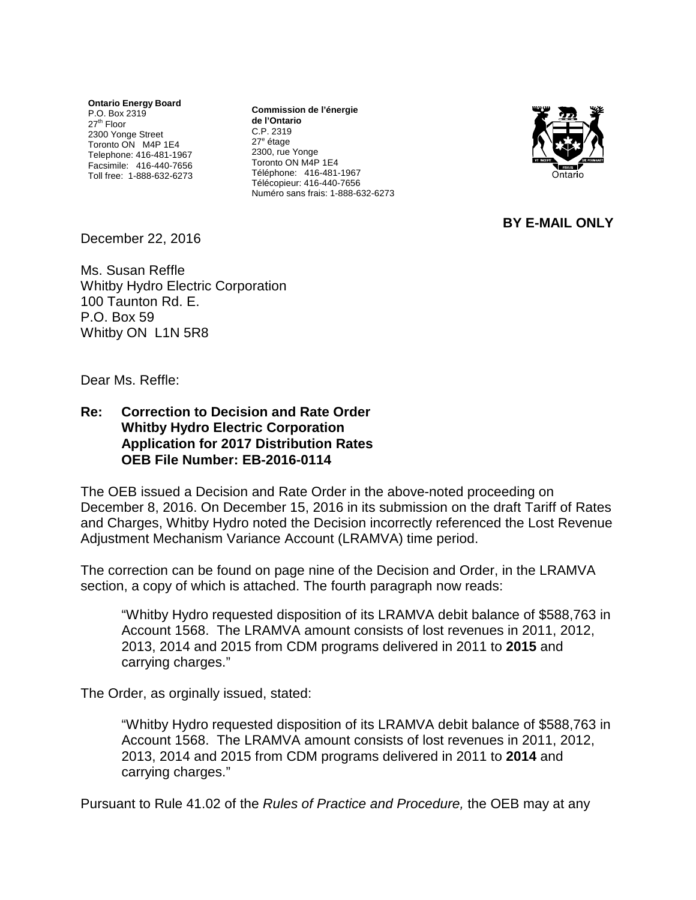**Ontario Energy Board**
P.O. Box 2319
27th Floor
2300 Yonge Street
Toronto ON M4P 1E4
Telephone: 416-481-1967
Facsimile: 416-440-7656
Toll free: 1-888-632-6273

**Commission de l'énergie de l'Ontario**
C.P. 2319
27e étage
2300, rue Yonge
Toronto ON M4P 1E4
Téléphone: 416-481-1967
Télécopieur: 416-440-7656
Numéro sans frais: 1-888-632-6273

**BY E-MAIL ONLY**

December 22, 2016

Ms. Susan Reffle
Whitby Hydro Electric Corporation
100 Taunton Rd. E.
P.O. Box 59
Whitby ON L1N 5R8

Dear Ms. Reffle:

**Re: Correction to Decision and Rate Order**
**Whitby Hydro Electric Corporation**
**Application for 2017 Distribution Rates**
**OEB File Number: EB-2016-0114**

The OEB issued a Decision and Rate Order in the above-noted proceeding on December 8, 2016. On December 15, 2016 in its submission on the draft Tariff of Rates and Charges, Whitby Hydro noted the Decision incorrectly referenced the Lost Revenue Adjustment Mechanism Variance Account (LRAMVA) time period.

The correction can be found on page nine of the Decision and Order, in the LRAMVA section, a copy of which is attached. The fourth paragraph now reads:

> "Whitby Hydro requested disposition of its LRAMVA debit balance of $588,763 in Account 1568. The LRAMVA amount consists of lost revenues in 2011, 2012, 2013, 2014 and 2015 from CDM programs delivered in 2011 to **2015** and carrying charges."

The Order, as orginally issued, stated:

> "Whitby Hydro requested disposition of its LRAMVA debit balance of $588,763 in Account 1568. The LRAMVA amount consists of lost revenues in 2011, 2012, 2013, 2014 and 2015 from CDM programs delivered in 2011 to **2014** and carrying charges."

Pursuant to Rule 41.02 of the *Rules of Practice and Procedure,* the OEB may at any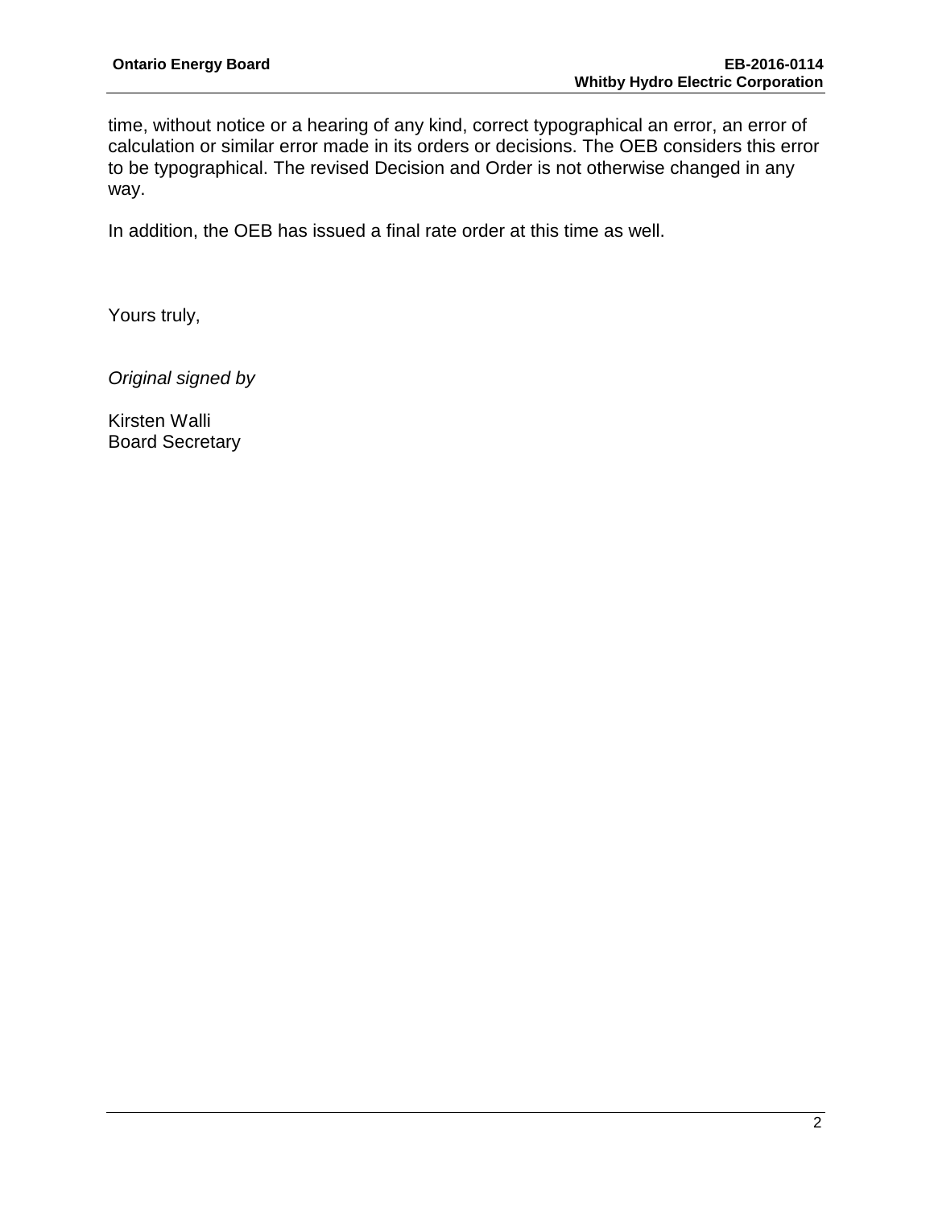time, without notice or a hearing of any kind, correct typographical an error, an error of calculation or similar error made in its orders or decisions. The OEB considers this error to be typographical. The revised Decision and Order is not otherwise changed in any way.

In addition, the OEB has issued a final rate order at this time as well.

Yours truly,

*Original signed by*

Kirsten Walli
Board Secretary